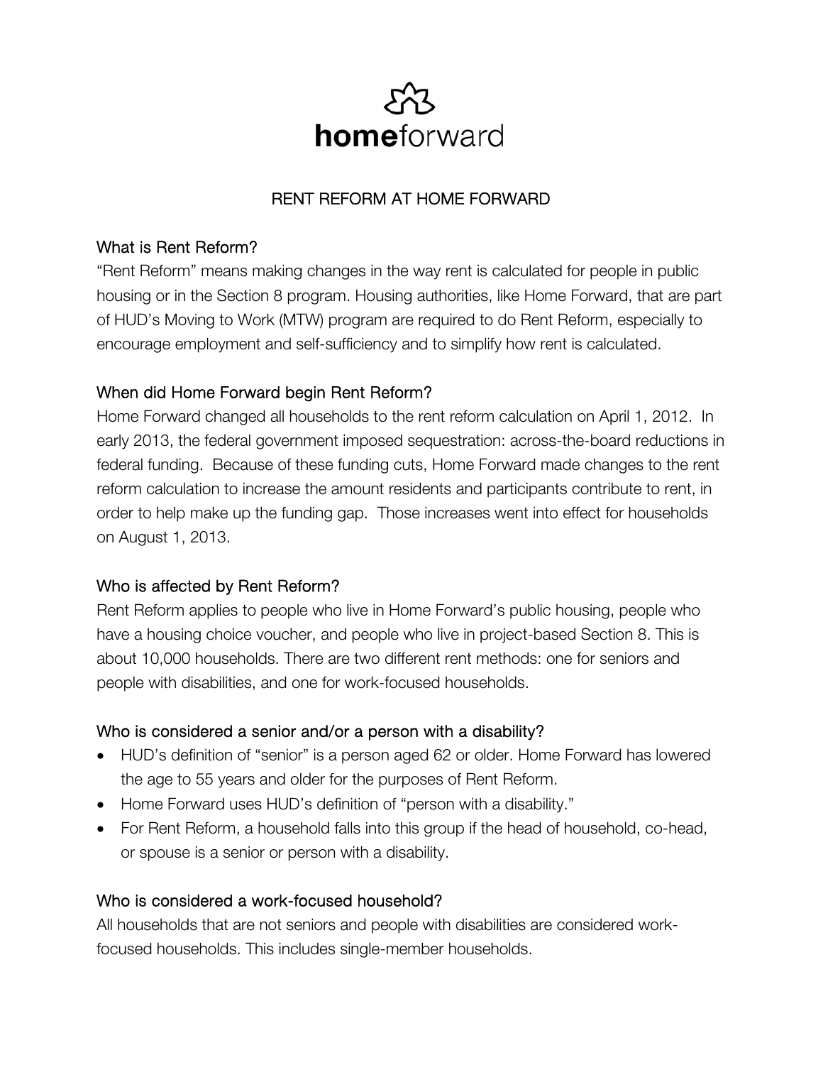homeforward

# RENT REFORM AT HOME FORWARD

## What is Rent Reform?

"Rent Reform" means making changes in the way rent is calculated for people in public housing or in the Section 8 program. Housing authorities, like Home Forward, that are part of HUD's Moving to Work (MTW) program are required to do Rent Reform, especially to encourage employment and self-sufficiency and to simplify how rent is calculated.

## When did Home Forward begin Rent Reform?

Home Forward changed all households to the rent reform calculation on April 1, 2012. In early 2013, the federal government imposed sequestration: across-the-board reductions in federal funding. Because of these funding cuts, Home Forward made changes to the rent reform calculation to increase the amount residents and participants contribute to rent, in order to help make up the funding gap. Those increases went into effect for households on August 1, 2013.

## Who is affected by Rent Reform?

Rent Reform applies to people who live in Home Forward's public housing, people who have a housing choice voucher, and people who live in project-based Section 8. This is about 10,000 households. There are two different rent methods: one for seniors and people with disabilities, and one for work-focused households.

## Who is considered a senior and/or a person with a disability?

- HUD's definition of "senior" is a person aged 62 or older. Home Forward has lowered the age to 55 years and older for the purposes of Rent Reform.
- Home Forward uses HUD's definition of "person with a disability."
- For Rent Reform, a household falls into this group if the head of household, co-head, or spouse is a senior or person with a disability.

## Who is considered a work-focused household?

All households that are not seniors and people with disabilities are considered work-focused households. This includes single-member households.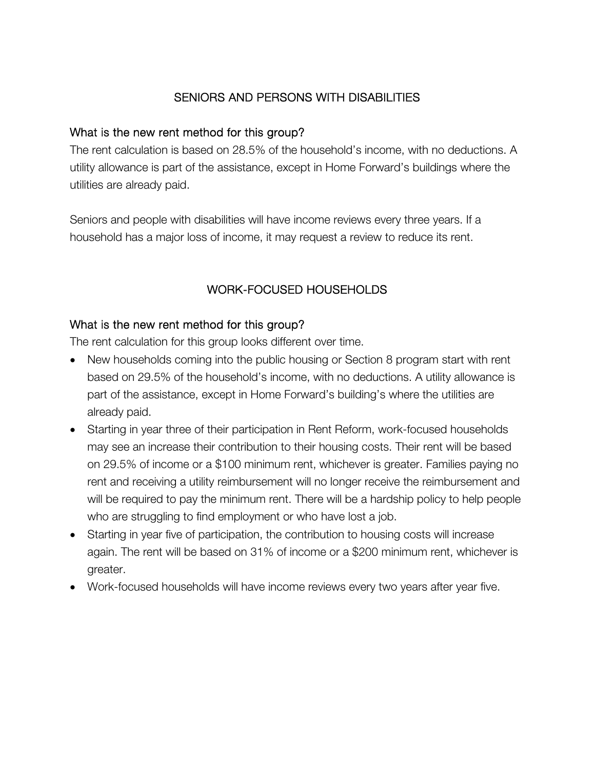## SENIORS AND PERSONS WITH DISABILITIES

### What is the new rent method for this group?

The rent calculation is based on 28.5% of the household's income, with no deductions. A utility allowance is part of the assistance, except in Home Forward's buildings where the utilities are already paid.

Seniors and people with disabilities will have income reviews every three years. If a household has a major loss of income, it may request a review to reduce its rent.

## WORK-FOCUSED HOUSEHOLDS

### What is the new rent method for this group?

The rent calculation for this group looks different over time.

- New households coming into the public housing or Section 8 program start with rent based on 29.5% of the household's income, with no deductions. A utility allowance is part of the assistance, except in Home Forward's building's where the utilities are already paid.
- Starting in year three of their participation in Rent Reform, work-focused households may see an increase their contribution to their housing costs. Their rent will be based on 29.5% of income or a $100 minimum rent, whichever is greater. Families paying no rent and receiving a utility reimbursement will no longer receive the reimbursement and will be required to pay the minimum rent. There will be a hardship policy to help people who are struggling to find employment or who have lost a job.
- Starting in year five of participation, the contribution to housing costs will increase again. The rent will be based on 31% of income or a $200 minimum rent, whichever is greater.
- Work-focused households will have income reviews every two years after year five.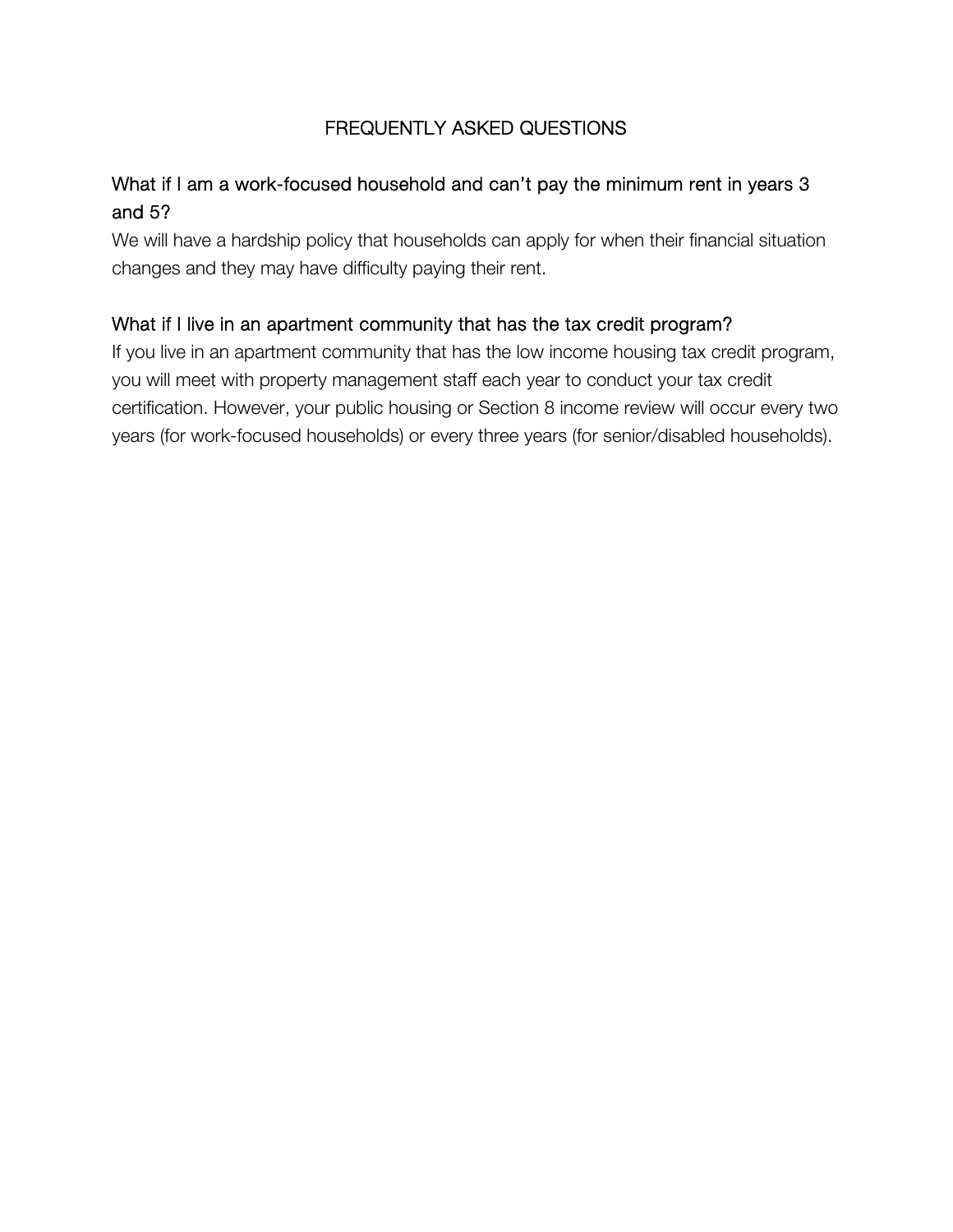# FREQUENTLY ASKED QUESTIONS

## What if I am a work-focused household and can't pay the minimum rent in years 3 and 5?

We will have a hardship policy that households can apply for when their financial situation changes and they may have difficulty paying their rent.

## What if I live in an apartment community that has the tax credit program?

If you live in an apartment community that has the low income housing tax credit program, you will meet with property management staff each year to conduct your tax credit certification. However, your public housing or Section 8 income review will occur every two years (for work-focused households) or every three years (for senior/disabled households).